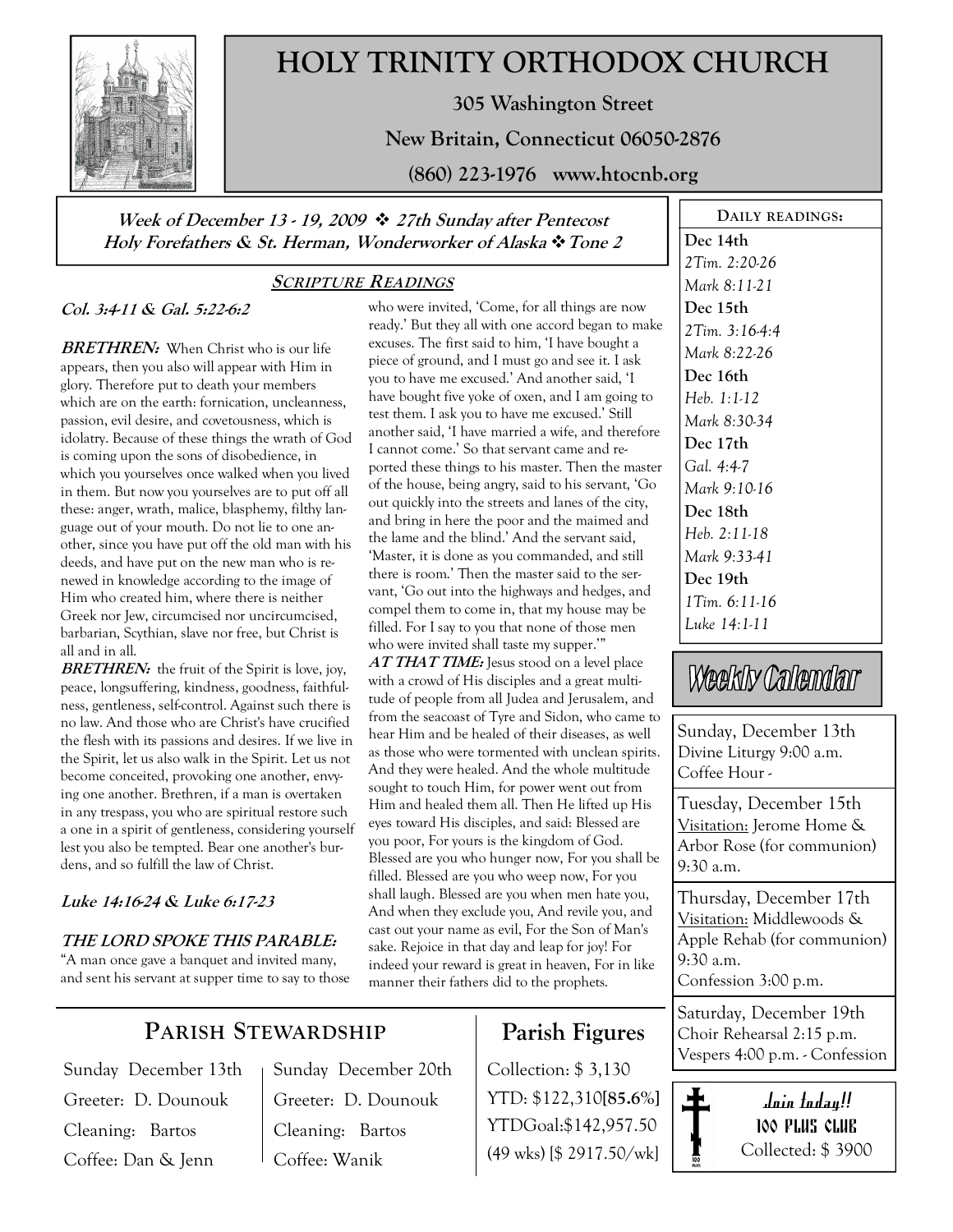# HOLY TRINITY ORTHODOX CHURCH

**305 Washington Street**

**New Britain, Connecticut 06050-2876**

**(860) 223-1976 www.htocnb.org**

***Week of December 13 - 19, 2009 ❖ 27th Sunday after Pentecost***
***Holy Forefathers & St. Herman, Wonderworker of Alaska ❖ Tone 2***

## SCRIPTURE READINGS

***Col. 3:4-11 & Gal. 5:22-6:2***

***BRETHREN:*** When Christ who is our life appears, then you also will appear with Him in glory. Therefore put to death your members which are on the earth: fornication, uncleanness, passion, evil desire, and covetousness, which is idolatry. Because of these things the wrath of God is coming upon the sons of disobedience, in which you yourselves once walked when you lived in them. But now you yourselves are to put off all these: anger, wrath, malice, blasphemy, filthy language out of your mouth. Do not lie to one another, since you have put off the old man with his deeds, and have put on the new man who is renewed in knowledge according to the image of Him who created him, where there is neither Greek nor Jew, circumcised nor uncircumcised, barbarian, Scythian, slave nor free, but Christ is all and in all.

***BRETHREN:*** the fruit of the Spirit is love, joy, peace, longsuffering, kindness, goodness, faithfulness, gentleness, self-control. Against such there is no law. And those who are Christ's have crucified the flesh with its passions and desires. If we live in the Spirit, let us also walk in the Spirit. Let us not become conceited, provoking one another, envying one another. Brethren, if a man is overtaken in any trespass, you who are spiritual restore such a one in a spirit of gentleness, considering yourself lest you also be tempted. Bear one another's burdens, and so fulfill the law of Christ.

***Luke 14:16-24 & Luke 6:17-23***

***THE LORD SPOKE THIS PARABLE:*** "A man once gave a banquet and invited many, and sent his servant at supper time to say to those who were invited, 'Come, for all things are now ready.' But they all with one accord began to make excuses. The first said to him, 'I have bought a piece of ground, and I must go and see it. I ask you to have me excused.' And another said, 'I have bought five yoke of oxen, and I am going to test them. I ask you to have me excused.' Still another said, 'I have married a wife, and therefore I cannot come.' So that servant came and reported these things to his master. Then the master of the house, being angry, said to his servant, 'Go out quickly into the streets and lanes of the city, and bring in here the poor and the maimed and the lame and the blind.' And the servant said, 'Master, it is done as you commanded, and still there is room.' Then the master said to the servant, 'Go out into the highways and hedges, and compel them to come in, that my house may be filled. For I say to you that none of those men who were invited shall taste my supper.'"

***AT THAT TIME:*** Jesus stood on a level place with a crowd of His disciples and a great multitude of people from all Judea and Jerusalem, and from the seacoast of Tyre and Sidon, who came to hear Him and be healed of their diseases, as well as those who were tormented with unclean spirits. And they were healed. And the whole multitude sought to touch Him, for power went out from Him and healed them all. Then He lifted up His eyes toward His disciples, and said: Blessed are you poor, For yours is the kingdom of God. Blessed are you who hunger now, For you shall be filled. Blessed are you who weep now, For you shall laugh. Blessed are you when men hate you, And when they exclude you, And revile you, and cast out your name as evil, For the Son of Man's sake. Rejoice in that day and leap for joy! For indeed your reward is great in heaven, For in like manner their fathers did to the prophets.

## PARISH STEWARDSHIP

| Sunday December 13th | Sunday December 20th |
|---|---|
| Greeter: D. Dounouk | Greeter: D. Dounouk |
| Cleaning: Bartos | Cleaning: Bartos |
| Coffee: Dan & Jenn | Coffee: Wanik |

## Parish Figures

Collection: $ 3,130

YTD: $122,310[**85.6%**]

YTDGoal:$142,957.50

(49 wks) [$ 2917.50/wk]

## DAILY READINGS:

**Dec 14th**
*2Tim. 2:20-26*
*Mark 8:11-21*

**Dec 15th**
*2Tim. 3:16-4:4*
*Mark 8:22-26*

**Dec 16th**
*Heb. 1:1-12*
*Mark 8:30-34*

**Dec 17th**
*Gal. 4:4-7*
*Mark 9:10-16*

**Dec 18th**
*Heb. 2:11-18*
*Mark 9:33-41*

**Dec 19th**
*1Tim. 6:11-16*
*Luke 14:1-11*

## Weekly Calendar

Sunday, December 13th
Divine Liturgy 9:00 a.m.
Coffee Hour -

Tuesday, December 15th
Visitation: Jerome Home & Arbor Rose (for communion) 9:30 a.m.

Thursday, December 17th
Visitation: Middlewoods & Apple Rehab (for communion) 9:30 a.m.
Confession 3:00 p.m.

Saturday, December 19th
Choir Rehearsal 2:15 p.m.
Vespers 4:00 p.m. - Confession

**Join today!!**
**100 PLUS CLUB**
Collected: $ 3900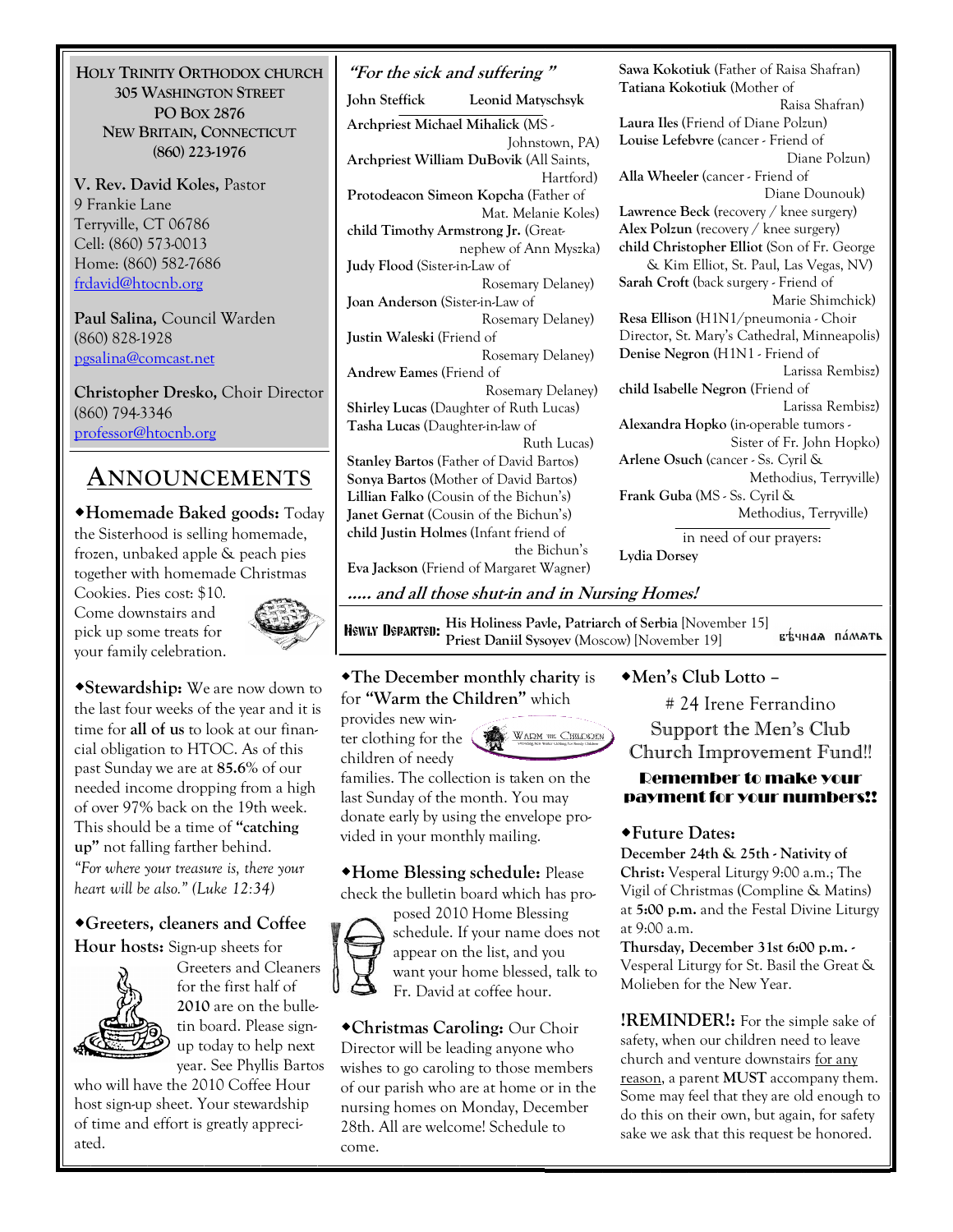**HOLY TRINITY ORTHODOX CHURCH**
**305 WASHINGTON STREET**
**PO BOX 2876**
**NEW BRITAIN, CONNECTICUT**
**(860) 223-1976**

**V. Rev. David Koles,** Pastor
9 Frankie Lane
Terryville, CT 06786
Cell: (860) 573-0013
Home: (860) 582-7686
frdavid@htocnb.org

**Paul Salina,** Council Warden
(860) 828-1928
pgsalina@comcast.net

**Christopher Dresko,** Choir Director
(860) 794-3346
professor@htocnb.org

# ANNOUNCEMENTS

◆**Homemade Baked goods:** Today the Sisterhood is selling homemade, frozen, unbaked apple & peach pies together with homemade Christmas Cookies. Pies cost: $10. Come downstairs and pick up some treats for your family celebration.

◆**Stewardship:** We are now down to the last four weeks of the year and it is time for **all of us** to look at our financial obligation to HTOC. As of this past Sunday we are at **85.6%** of our needed income dropping from a high of over 97% back on the 19th week. This should be a time of **"catching up"** not falling farther behind. *"For where your treasure is, there your heart will be also." (Luke 12:34)*

◆**Greeters, cleaners and Coffee Hour hosts:** Sign-up sheets for Greeters and Cleaners for the first half of **2010** are on the bulletin board. Please sign-up today to help next year. See Phyllis Bartos who will have the 2010 Coffee Hour host sign-up sheet. Your stewardship of time and effort is greatly appreciated.

## *"For the sick and suffering"*

**John Steffick** **Leonid Matyschsyk**

**Archpriest Michael Mihalick** (MS - Johnstown, PA)
**Archpriest William DuBovik** (All Saints, Hartford)
**Protodeacon Simeon Kopcha** (Father of Mat. Melanie Koles)
**child Timothy Armstrong Jr.** (Great-nephew of Ann Myszka)
**Judy Flood** (Sister-in-Law of Rosemary Delaney)
**Joan Anderson** (Sister-in-Law of Rosemary Delaney)
**Justin Waleski** (Friend of Rosemary Delaney)
**Andrew Eames** (Friend of Rosemary Delaney)
**Shirley Lucas** (Daughter of Ruth Lucas)
**Tasha Lucas** (Daughter-in-law of Ruth Lucas)
**Stanley Bartos** (Father of David Bartos)
**Sonya Bartos** (Mother of David Bartos)
**Lillian Falko** (Cousin of the Bichun's)
**Janet Gernat** (Cousin of the Bichun's)
**child Justin Holmes** (Infant friend of the Bichun's
**Eva Jackson** (Friend of Margaret Wagner)
**Sawa Kokotiuk** (Father of Raisa Shafran)
**Tatiana Kokotiuk** (Mother of Raisa Shafran)
**Laura Iles** (Friend of Diane Polzun)
**Louise Lefebvre** (cancer - Friend of Diane Polzun)
**Alla Wheeler** (cancer - Friend of Diane Dounouk)
**Lawrence Beck** (recovery / knee surgery)
**Alex Polzun** (recovery / knee surgery)
**child Christopher Elliot** (Son of Fr. George & Kim Elliot, St. Paul, Las Vegas, NV)
**Sarah Croft** (back surgery - Friend of Marie Shimchick)
**Resa Ellison** (H1N1/pneumonia - Choir Director, St. Mary's Cathedral, Minneapolis)
**Denise Negron** (H1N1 - Friend of Larissa Rembisz)
**child Isabelle Negron** (Friend of Larissa Rembisz)
**Alexandra Hopko** (in-operable tumors - Sister of Fr. John Hopko)
**Arlene Osuch** (cancer - Ss. Cyril & Methodius, Terryville)
**Frank Guba** (MS - Ss. Cyril & Methodius, Terryville)

in need of our prayers:
**Lydia Dorsey**

***..... and all those shut-in and in Nursing Homes!***

**NEWLY DEPARTED:** **His Holiness Pavle, Patriarch of Serbia** [November 15]
**Priest Daniil Sysoyev** (Moscow) [November 19]
вѣчнаѧ память

◆**The December monthly charity** is for **"Warm the Children"** which provides new winter clothing for the children of needy families. The collection is taken on the last Sunday of the month. You may donate early by using the envelope provided in your monthly mailing.

◆**Home Blessing schedule:** Please check the bulletin board which has proposed 2010 Home Blessing schedule. If your name does not appear on the list, and you want your home blessed, talk to Fr. David at coffee hour.

◆**Christmas Caroling:** Our Choir Director will be leading anyone who wishes to go caroling to those members of our parish who are at home or in the nursing homes on Monday, December 28th. All are welcome! Schedule to come.

◆**Men's Club Lotto –**

# 24 Irene Ferrandino
Support the Men's Club
Church Improvement Fund!!

**Remember to make your payment for your numbers!!**

◆**Future Dates:**

**December 24th & 25th - Nativity of Christ:** Vesperal Liturgy 9:00 a.m.; The Vigil of Christmas (Compline & Matins) at **5:00 p.m.** and the Festal Divine Liturgy at 9:00 a.m.

**Thursday, December 31st 6:00 p.m. -** Vesperal Liturgy for St. Basil the Great & Molieben for the New Year.

**!REMINDER!:** For the simple sake of safety, when our children need to leave church and venture downstairs for any reason, a parent **MUST** accompany them. Some may feel that they are old enough to do this on their own, but again, for safety sake we ask that this request be honored.